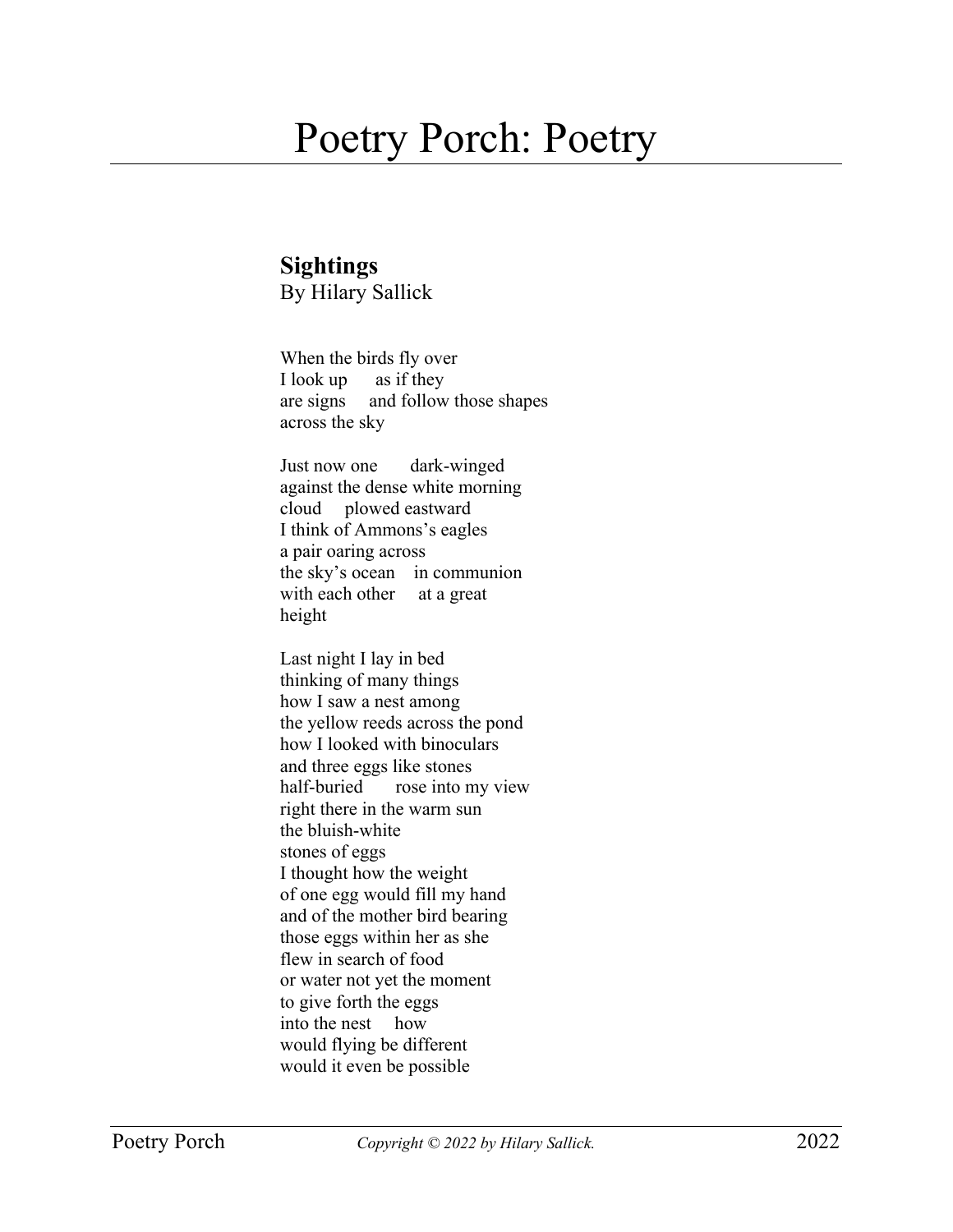# Poetry Porch: Poetry

## Sightings

By Hilary Sallick

When the birds fly over  
I look up      as if they  
are signs     and follow those shapes  
across the sky

Just now one       dark-winged  
against the dense white morning  
cloud     plowed eastward  
I think of Ammons's eagles  
a pair oaring across  
the sky's ocean    in communion  
with each other     at a great  
height

Last night I lay in bed  
thinking of many things  
how I saw a nest among  
the yellow reeds across the pond  
how I looked with binoculars  
and three eggs like stones  
half-buried       rose into my view  
right there in the warm sun  
the bluish-white  
stones of eggs  
I thought how the weight  
of one egg would fill my hand  
and of the mother bird bearing  
those eggs within her as she  
flew in search of food  
or water not yet the moment  
to give forth the eggs  
into the nest     how  
would flying be different  
would it even be possible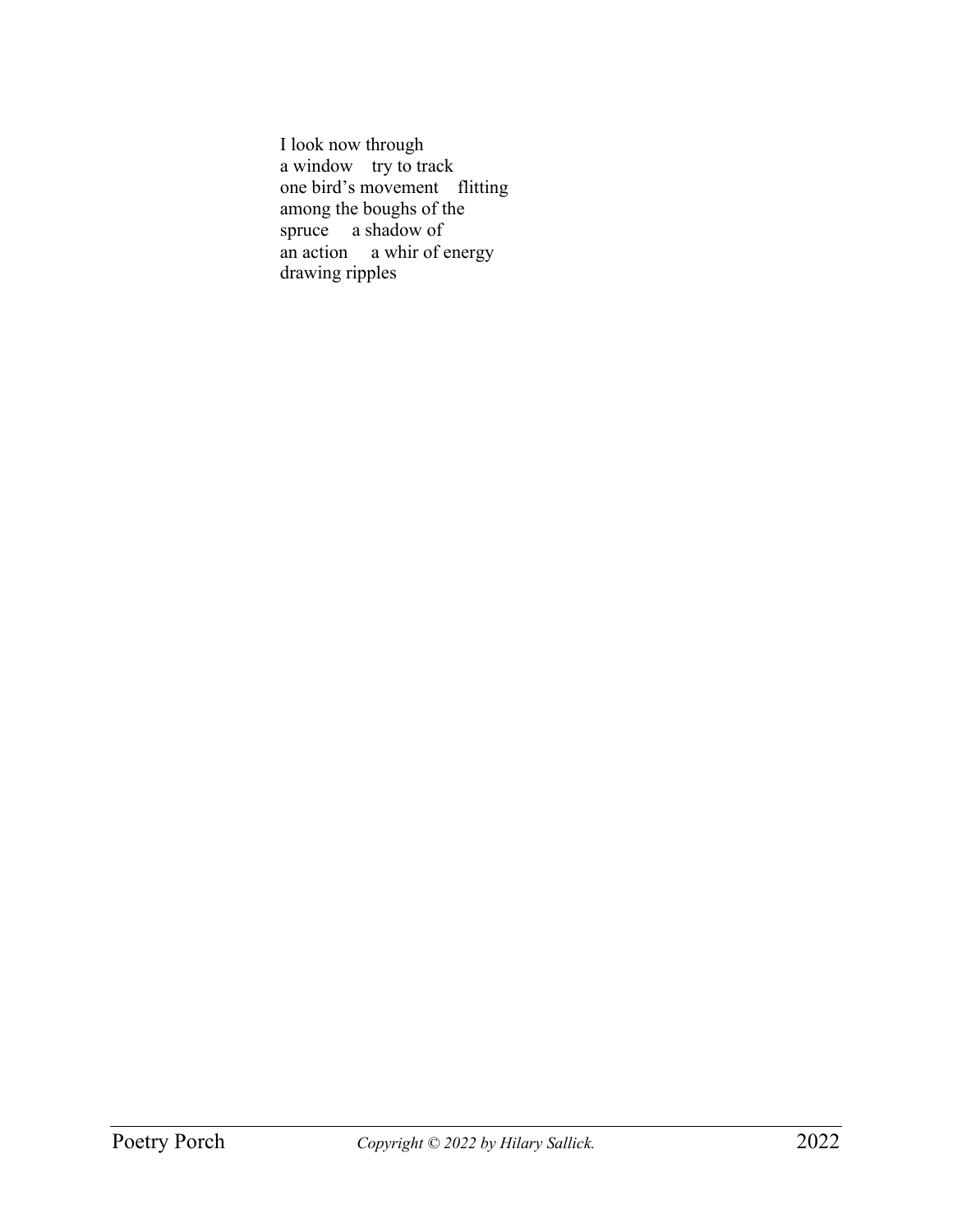I look now through  
a window    try to track  
one bird’s movement    flitting  
among the boughs of the  
spruce    a shadow of  
an action    a whir of energy  
drawing ripples